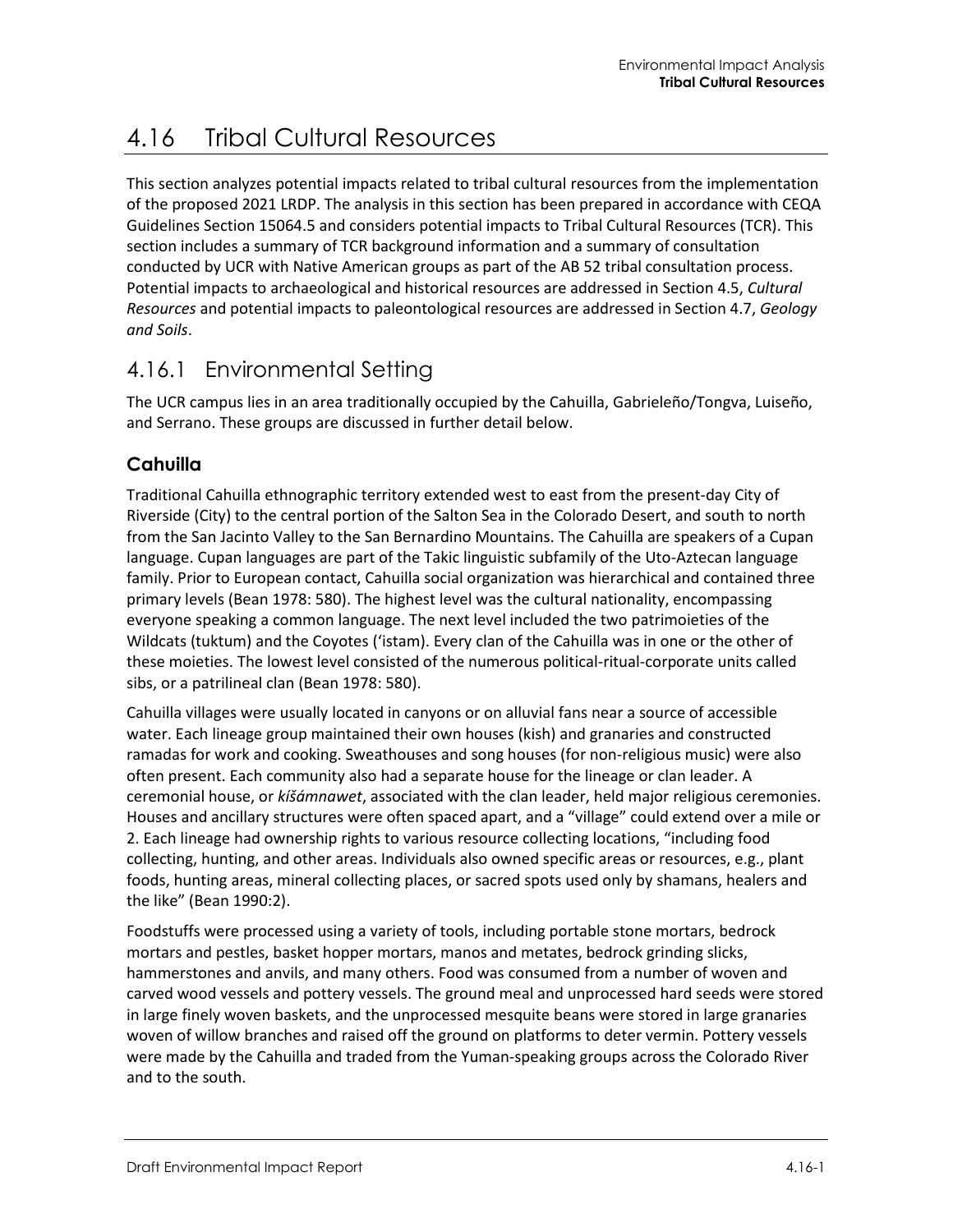# 4.16 Tribal Cultural Resources

This section analyzes potential impacts related to tribal cultural resources from the implementation of the proposed 2021 LRDP. The analysis in this section has been prepared in accordance with CEQA Guidelines Section 15064.5 and considers potential impacts to Tribal Cultural Resources (TCR). This section includes a summary of TCR background information and a summary of consultation conducted by UCR with Native American groups as part of the AB 52 tribal consultation process. Potential impacts to archaeological and historical resources are addressed in Section 4.5, *Cultural Resources* and potential impacts to paleontological resources are addressed in Section 4.7, *Geology and Soils*.

## 4.16.1 Environmental Setting

The UCR campus lies in an area traditionally occupied by the Cahuilla, Gabrieleño/Tongva, Luiseño, and Serrano. These groups are discussed in further detail below.

### Cahuilla

Traditional Cahuilla ethnographic territory extended west to east from the present-day City of Riverside (City) to the central portion of the Salton Sea in the Colorado Desert, and south to north from the San Jacinto Valley to the San Bernardino Mountains. The Cahuilla are speakers of a Cupan language. Cupan languages are part of the Takic linguistic subfamily of the Uto-Aztecan language family. Prior to European contact, Cahuilla social organization was hierarchical and contained three primary levels (Bean 1978: 580). The highest level was the cultural nationality, encompassing everyone speaking a common language. The next level included the two patrimoieties of the Wildcats (tuktum) and the Coyotes (ʻistam). Every clan of the Cahuilla was in one or the other of these moieties. The lowest level consisted of the numerous political-ritual-corporate units called sibs, or a patrilineal clan (Bean 1978: 580).

Cahuilla villages were usually located in canyons or on alluvial fans near a source of accessible water. Each lineage group maintained their own houses (kish) and granaries and constructed ramadas for work and cooking. Sweathouses and song houses (for non-religious music) were also often present. Each community also had a separate house for the lineage or clan leader. A ceremonial house, or *kíšámnawet*, associated with the clan leader, held major religious ceremonies. Houses and ancillary structures were often spaced apart, and a "village" could extend over a mile or 2. Each lineage had ownership rights to various resource collecting locations, "including food collecting, hunting, and other areas. Individuals also owned specific areas or resources, e.g., plant foods, hunting areas, mineral collecting places, or sacred spots used only by shamans, healers and the like" (Bean 1990:2).

Foodstuffs were processed using a variety of tools, including portable stone mortars, bedrock mortars and pestles, basket hopper mortars, manos and metates, bedrock grinding slicks, hammerstones and anvils, and many others. Food was consumed from a number of woven and carved wood vessels and pottery vessels. The ground meal and unprocessed hard seeds were stored in large finely woven baskets, and the unprocessed mesquite beans were stored in large granaries woven of willow branches and raised off the ground on platforms to deter vermin. Pottery vessels were made by the Cahuilla and traded from the Yuman-speaking groups across the Colorado River and to the south.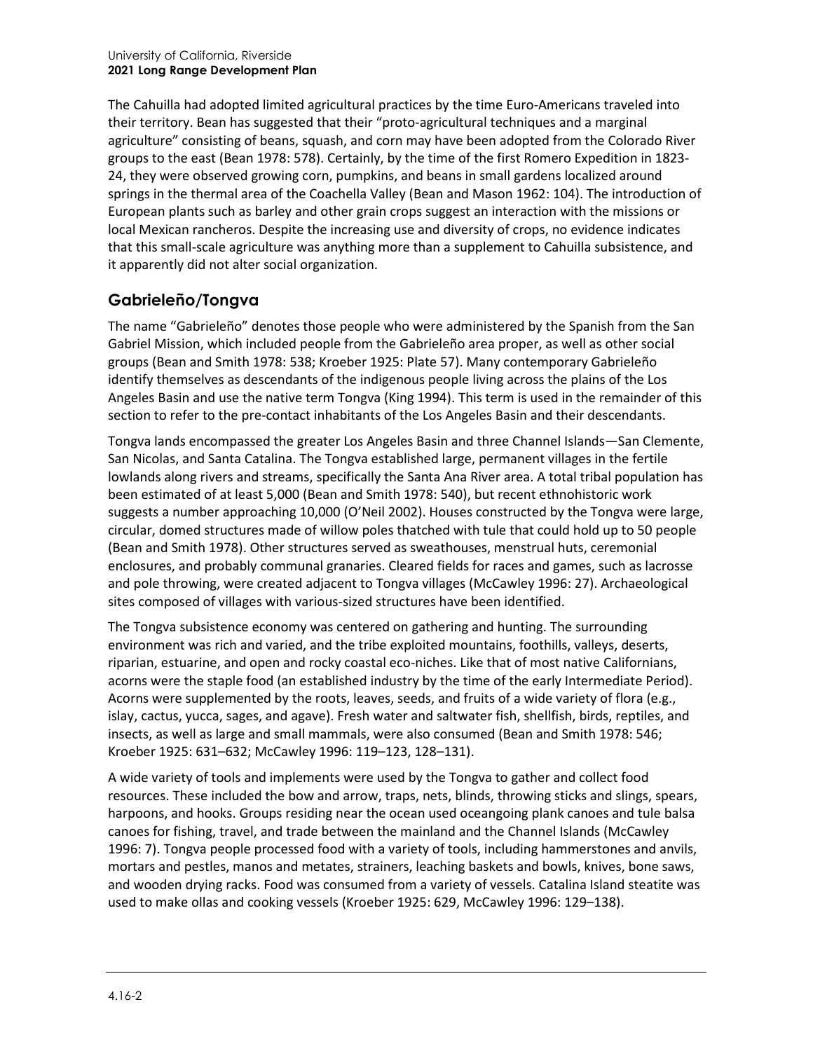The Cahuilla had adopted limited agricultural practices by the time Euro-Americans traveled into their territory. Bean has suggested that their "proto-agricultural techniques and a marginal agriculture" consisting of beans, squash, and corn may have been adopted from the Colorado River groups to the east (Bean 1978: 578). Certainly, by the time of the first Romero Expedition in 1823-24, they were observed growing corn, pumpkins, and beans in small gardens localized around springs in the thermal area of the Coachella Valley (Bean and Mason 1962: 104). The introduction of European plants such as barley and other grain crops suggest an interaction with the missions or local Mexican rancheros. Despite the increasing use and diversity of crops, no evidence indicates that this small-scale agriculture was anything more than a supplement to Cahuilla subsistence, and it apparently did not alter social organization.

## Gabrieleño/Tongva

The name "Gabrieleño" denotes those people who were administered by the Spanish from the San Gabriel Mission, which included people from the Gabrieleño area proper, as well as other social groups (Bean and Smith 1978: 538; Kroeber 1925: Plate 57). Many contemporary Gabrieleño identify themselves as descendants of the indigenous people living across the plains of the Los Angeles Basin and use the native term Tongva (King 1994). This term is used in the remainder of this section to refer to the pre-contact inhabitants of the Los Angeles Basin and their descendants.

Tongva lands encompassed the greater Los Angeles Basin and three Channel Islands—San Clemente, San Nicolas, and Santa Catalina. The Tongva established large, permanent villages in the fertile lowlands along rivers and streams, specifically the Santa Ana River area. A total tribal population has been estimated of at least 5,000 (Bean and Smith 1978: 540), but recent ethnohistoric work suggests a number approaching 10,000 (O'Neil 2002). Houses constructed by the Tongva were large, circular, domed structures made of willow poles thatched with tule that could hold up to 50 people (Bean and Smith 1978). Other structures served as sweathouses, menstrual huts, ceremonial enclosures, and probably communal granaries. Cleared fields for races and games, such as lacrosse and pole throwing, were created adjacent to Tongva villages (McCawley 1996: 27). Archaeological sites composed of villages with various-sized structures have been identified.

The Tongva subsistence economy was centered on gathering and hunting. The surrounding environment was rich and varied, and the tribe exploited mountains, foothills, valleys, deserts, riparian, estuarine, and open and rocky coastal eco-niches. Like that of most native Californians, acorns were the staple food (an established industry by the time of the early Intermediate Period). Acorns were supplemented by the roots, leaves, seeds, and fruits of a wide variety of flora (e.g., islay, cactus, yucca, sages, and agave). Fresh water and saltwater fish, shellfish, birds, reptiles, and insects, as well as large and small mammals, were also consumed (Bean and Smith 1978: 546; Kroeber 1925: 631–632; McCawley 1996: 119–123, 128–131).

A wide variety of tools and implements were used by the Tongva to gather and collect food resources. These included the bow and arrow, traps, nets, blinds, throwing sticks and slings, spears, harpoons, and hooks. Groups residing near the ocean used oceangoing plank canoes and tule balsa canoes for fishing, travel, and trade between the mainland and the Channel Islands (McCawley 1996: 7). Tongva people processed food with a variety of tools, including hammerstones and anvils, mortars and pestles, manos and metates, strainers, leaching baskets and bowls, knives, bone saws, and wooden drying racks. Food was consumed from a variety of vessels. Catalina Island steatite was used to make ollas and cooking vessels (Kroeber 1925: 629, McCawley 1996: 129–138).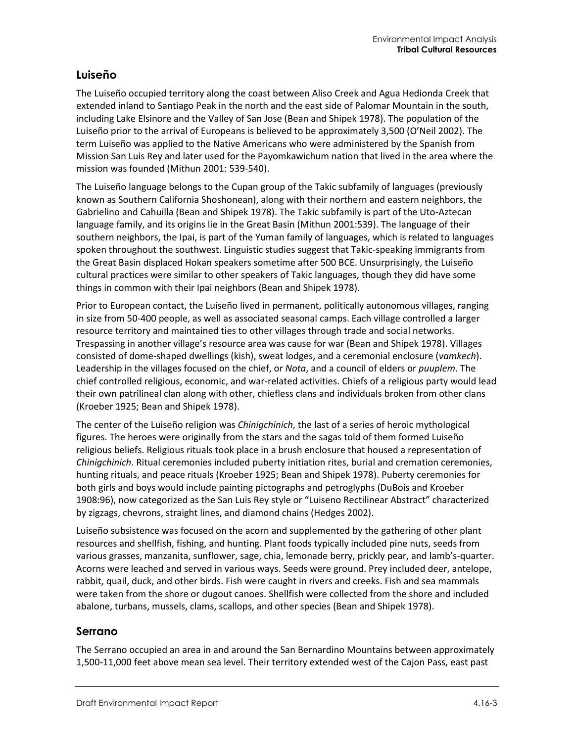## Luiseño

The Luiseño occupied territory along the coast between Aliso Creek and Agua Hedionda Creek that extended inland to Santiago Peak in the north and the east side of Palomar Mountain in the south, including Lake Elsinore and the Valley of San Jose (Bean and Shipek 1978). The population of the Luiseño prior to the arrival of Europeans is believed to be approximately 3,500 (O'Neil 2002). The term Luiseño was applied to the Native Americans who were administered by the Spanish from Mission San Luis Rey and later used for the Payomkawichum nation that lived in the area where the mission was founded (Mithun 2001: 539-540).

The Luiseño language belongs to the Cupan group of the Takic subfamily of languages (previously known as Southern California Shoshonean), along with their northern and eastern neighbors, the Gabrielino and Cahuilla (Bean and Shipek 1978). The Takic subfamily is part of the Uto-Aztecan language family, and its origins lie in the Great Basin (Mithun 2001:539). The language of their southern neighbors, the Ipai, is part of the Yuman family of languages, which is related to languages spoken throughout the southwest. Linguistic studies suggest that Takic-speaking immigrants from the Great Basin displaced Hokan speakers sometime after 500 BCE. Unsurprisingly, the Luiseño cultural practices were similar to other speakers of Takic languages, though they did have some things in common with their Ipai neighbors (Bean and Shipek 1978).

Prior to European contact, the Luiseño lived in permanent, politically autonomous villages, ranging in size from 50-400 people, as well as associated seasonal camps. Each village controlled a larger resource territory and maintained ties to other villages through trade and social networks. Trespassing in another village's resource area was cause for war (Bean and Shipek 1978). Villages consisted of dome-shaped dwellings (kish), sweat lodges, and a ceremonial enclosure (*vamkech*). Leadership in the villages focused on the chief, or *Nota*, and a council of elders or *puuplem*. The chief controlled religious, economic, and war-related activities. Chiefs of a religious party would lead their own patrilineal clan along with other, chiefless clans and individuals broken from other clans (Kroeber 1925; Bean and Shipek 1978).

The center of the Luiseño religion was *Chinigchinich*, the last of a series of heroic mythological figures. The heroes were originally from the stars and the sagas told of them formed Luiseño religious beliefs. Religious rituals took place in a brush enclosure that housed a representation of *Chinigchinich*. Ritual ceremonies included puberty initiation rites, burial and cremation ceremonies, hunting rituals, and peace rituals (Kroeber 1925; Bean and Shipek 1978). Puberty ceremonies for both girls and boys would include painting pictographs and petroglyphs (DuBois and Kroeber 1908:96), now categorized as the San Luis Rey style or "Luiseno Rectilinear Abstract" characterized by zigzags, chevrons, straight lines, and diamond chains (Hedges 2002).

Luiseño subsistence was focused on the acorn and supplemented by the gathering of other plant resources and shellfish, fishing, and hunting. Plant foods typically included pine nuts, seeds from various grasses, manzanita, sunflower, sage, chia, lemonade berry, prickly pear, and lamb's-quarter. Acorns were leached and served in various ways. Seeds were ground. Prey included deer, antelope, rabbit, quail, duck, and other birds. Fish were caught in rivers and creeks. Fish and sea mammals were taken from the shore or dugout canoes. Shellfish were collected from the shore and included abalone, turbans, mussels, clams, scallops, and other species (Bean and Shipek 1978).

## Serrano

The Serrano occupied an area in and around the San Bernardino Mountains between approximately 1,500-11,000 feet above mean sea level. Their territory extended west of the Cajon Pass, east past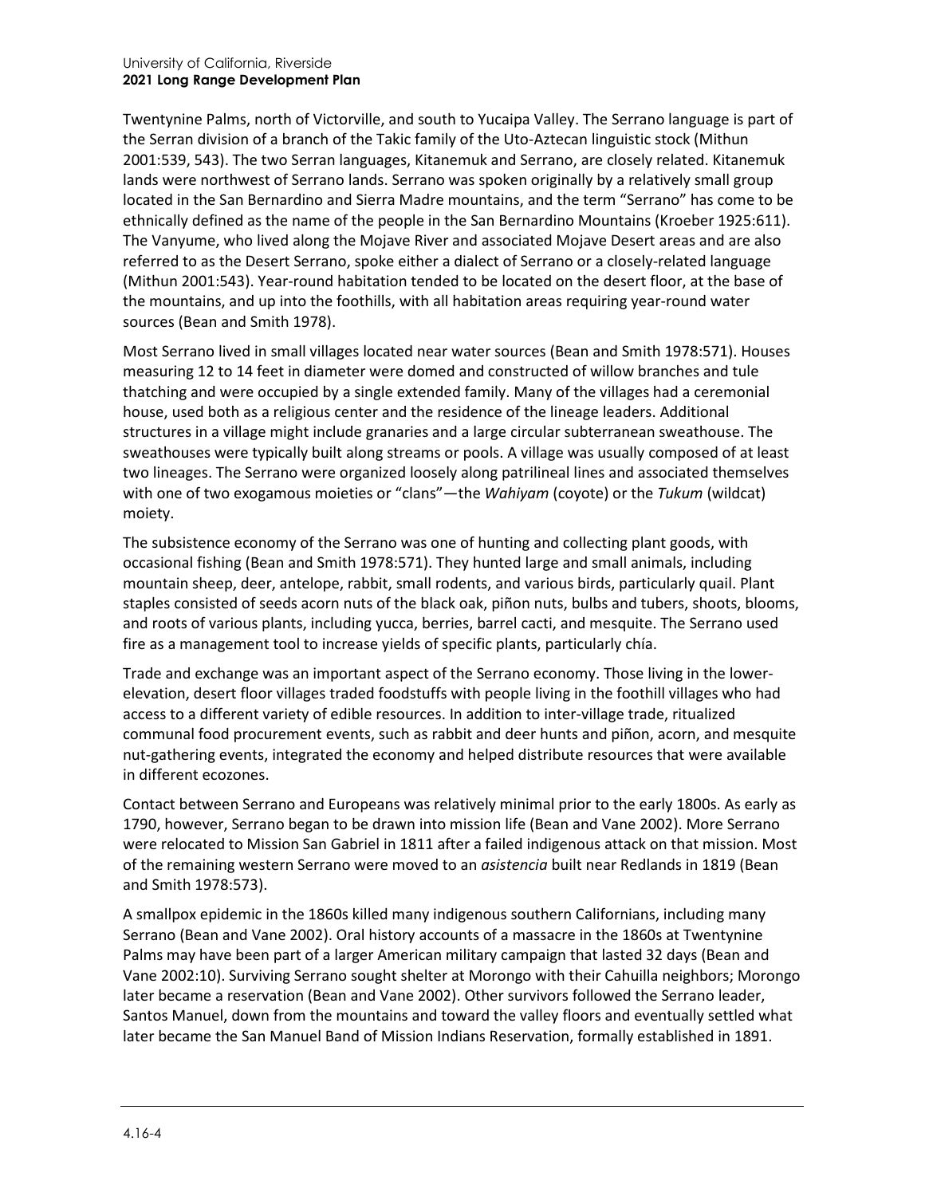Twentynine Palms, north of Victorville, and south to Yucaipa Valley. The Serrano language is part of the Serran division of a branch of the Takic family of the Uto-Aztecan linguistic stock (Mithun 2001:539, 543). The two Serran languages, Kitanemuk and Serrano, are closely related. Kitanemuk lands were northwest of Serrano lands. Serrano was spoken originally by a relatively small group located in the San Bernardino and Sierra Madre mountains, and the term "Serrano" has come to be ethnically defined as the name of the people in the San Bernardino Mountains (Kroeber 1925:611). The Vanyume, who lived along the Mojave River and associated Mojave Desert areas and are also referred to as the Desert Serrano, spoke either a dialect of Serrano or a closely-related language (Mithun 2001:543). Year-round habitation tended to be located on the desert floor, at the base of the mountains, and up into the foothills, with all habitation areas requiring year-round water sources (Bean and Smith 1978).

Most Serrano lived in small villages located near water sources (Bean and Smith 1978:571). Houses measuring 12 to 14 feet in diameter were domed and constructed of willow branches and tule thatching and were occupied by a single extended family. Many of the villages had a ceremonial house, used both as a religious center and the residence of the lineage leaders. Additional structures in a village might include granaries and a large circular subterranean sweathouse. The sweathouses were typically built along streams or pools. A village was usually composed of at least two lineages. The Serrano were organized loosely along patrilineal lines and associated themselves with one of two exogamous moieties or "clans"—the *Wahiyam* (coyote) or the *Tukum* (wildcat) moiety.

The subsistence economy of the Serrano was one of hunting and collecting plant goods, with occasional fishing (Bean and Smith 1978:571). They hunted large and small animals, including mountain sheep, deer, antelope, rabbit, small rodents, and various birds, particularly quail. Plant staples consisted of seeds acorn nuts of the black oak, piñon nuts, bulbs and tubers, shoots, blooms, and roots of various plants, including yucca, berries, barrel cacti, and mesquite. The Serrano used fire as a management tool to increase yields of specific plants, particularly chía.

Trade and exchange was an important aspect of the Serrano economy. Those living in the lower-elevation, desert floor villages traded foodstuffs with people living in the foothill villages who had access to a different variety of edible resources. In addition to inter-village trade, ritualized communal food procurement events, such as rabbit and deer hunts and piñon, acorn, and mesquite nut-gathering events, integrated the economy and helped distribute resources that were available in different ecozones.

Contact between Serrano and Europeans was relatively minimal prior to the early 1800s. As early as 1790, however, Serrano began to be drawn into mission life (Bean and Vane 2002). More Serrano were relocated to Mission San Gabriel in 1811 after a failed indigenous attack on that mission. Most of the remaining western Serrano were moved to an *asistencia* built near Redlands in 1819 (Bean and Smith 1978:573).

A smallpox epidemic in the 1860s killed many indigenous southern Californians, including many Serrano (Bean and Vane 2002). Oral history accounts of a massacre in the 1860s at Twentynine Palms may have been part of a larger American military campaign that lasted 32 days (Bean and Vane 2002:10). Surviving Serrano sought shelter at Morongo with their Cahuilla neighbors; Morongo later became a reservation (Bean and Vane 2002). Other survivors followed the Serrano leader, Santos Manuel, down from the mountains and toward the valley floors and eventually settled what later became the San Manuel Band of Mission Indians Reservation, formally established in 1891.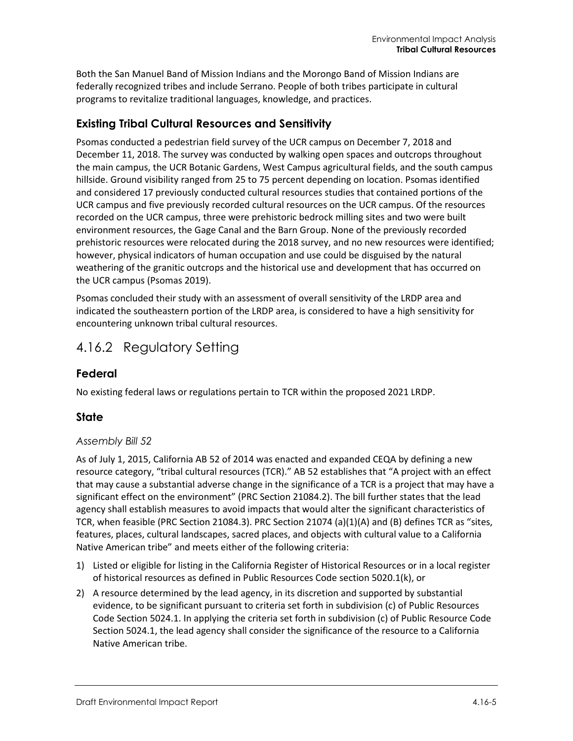Both the San Manuel Band of Mission Indians and the Morongo Band of Mission Indians are federally recognized tribes and include Serrano. People of both tribes participate in cultural programs to revitalize traditional languages, knowledge, and practices.

### Existing Tribal Cultural Resources and Sensitivity

Psomas conducted a pedestrian field survey of the UCR campus on December 7, 2018 and December 11, 2018. The survey was conducted by walking open spaces and outcrops throughout the main campus, the UCR Botanic Gardens, West Campus agricultural fields, and the south campus hillside. Ground visibility ranged from 25 to 75 percent depending on location. Psomas identified and considered 17 previously conducted cultural resources studies that contained portions of the UCR campus and five previously recorded cultural resources on the UCR campus. Of the resources recorded on the UCR campus, three were prehistoric bedrock milling sites and two were built environment resources, the Gage Canal and the Barn Group. None of the previously recorded prehistoric resources were relocated during the 2018 survey, and no new resources were identified; however, physical indicators of human occupation and use could be disguised by the natural weathering of the granitic outcrops and the historical use and development that has occurred on the UCR campus (Psomas 2019).

Psomas concluded their study with an assessment of overall sensitivity of the LRDP area and indicated the southeastern portion of the LRDP area, is considered to have a high sensitivity for encountering unknown tribal cultural resources.

## 4.16.2 Regulatory Setting

### Federal

No existing federal laws or regulations pertain to TCR within the proposed 2021 LRDP.

### State

#### *Assembly Bill 52*

As of July 1, 2015, California AB 52 of 2014 was enacted and expanded CEQA by defining a new resource category, "tribal cultural resources (TCR)." AB 52 establishes that "A project with an effect that may cause a substantial adverse change in the significance of a TCR is a project that may have a significant effect on the environment" (PRC Section 21084.2). The bill further states that the lead agency shall establish measures to avoid impacts that would alter the significant characteristics of TCR, when feasible (PRC Section 21084.3). PRC Section 21074 (a)(1)(A) and (B) defines TCR as "sites, features, places, cultural landscapes, sacred places, and objects with cultural value to a California Native American tribe" and meets either of the following criteria:

1) Listed or eligible for listing in the California Register of Historical Resources or in a local register of historical resources as defined in Public Resources Code section 5020.1(k), or
2) A resource determined by the lead agency, in its discretion and supported by substantial evidence, to be significant pursuant to criteria set forth in subdivision (c) of Public Resources Code Section 5024.1. In applying the criteria set forth in subdivision (c) of Public Resource Code Section 5024.1, the lead agency shall consider the significance of the resource to a California Native American tribe.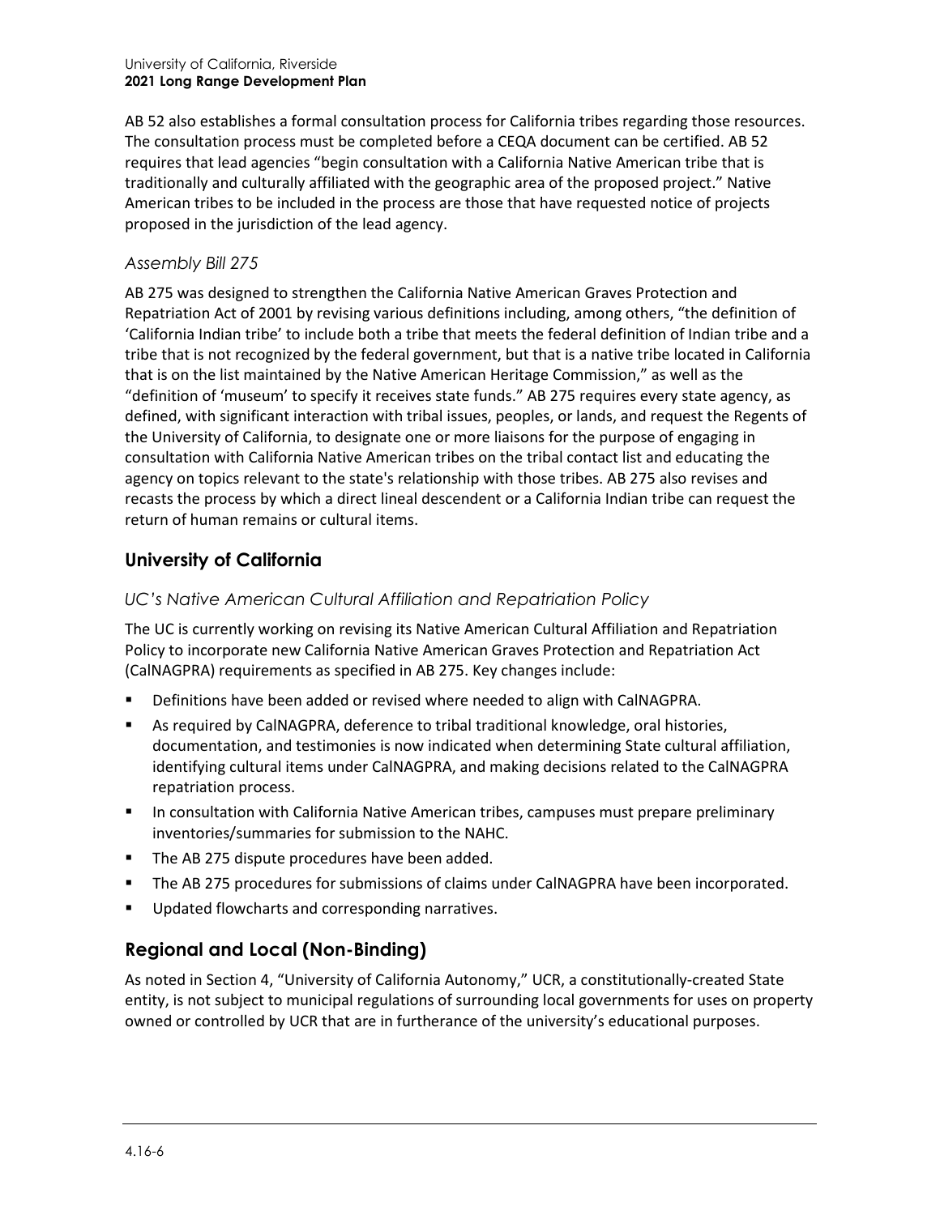AB 52 also establishes a formal consultation process for California tribes regarding those resources. The consultation process must be completed before a CEQA document can be certified. AB 52 requires that lead agencies "begin consultation with a California Native American tribe that is traditionally and culturally affiliated with the geographic area of the proposed project." Native American tribes to be included in the process are those that have requested notice of projects proposed in the jurisdiction of the lead agency.

### *Assembly Bill 275*

AB 275 was designed to strengthen the California Native American Graves Protection and Repatriation Act of 2001 by revising various definitions including, among others, "the definition of 'California Indian tribe' to include both a tribe that meets the federal definition of Indian tribe and a tribe that is not recognized by the federal government, but that is a native tribe located in California that is on the list maintained by the Native American Heritage Commission," as well as the "definition of 'museum' to specify it receives state funds." AB 275 requires every state agency, as defined, with significant interaction with tribal issues, peoples, or lands, and request the Regents of the University of California, to designate one or more liaisons for the purpose of engaging in consultation with California Native American tribes on the tribal contact list and educating the agency on topics relevant to the state's relationship with those tribes. AB 275 also revises and recasts the process by which a direct lineal descendent or a California Indian tribe can request the return of human remains or cultural items.

## University of California

### *UC's Native American Cultural Affiliation and Repatriation Policy*

The UC is currently working on revising its Native American Cultural Affiliation and Repatriation Policy to incorporate new California Native American Graves Protection and Repatriation Act (CalNAGPRA) requirements as specified in AB 275. Key changes include:

- Definitions have been added or revised where needed to align with CalNAGPRA.
- As required by CalNAGPRA, deference to tribal traditional knowledge, oral histories, documentation, and testimonies is now indicated when determining State cultural affiliation, identifying cultural items under CalNAGPRA, and making decisions related to the CalNAGPRA repatriation process.
- In consultation with California Native American tribes, campuses must prepare preliminary inventories/summaries for submission to the NAHC.
- The AB 275 dispute procedures have been added.
- The AB 275 procedures for submissions of claims under CalNAGPRA have been incorporated.
- Updated flowcharts and corresponding narratives.

## Regional and Local (Non-Binding)

As noted in Section 4, "University of California Autonomy," UCR, a constitutionally-created State entity, is not subject to municipal regulations of surrounding local governments for uses on property owned or controlled by UCR that are in furtherance of the university's educational purposes.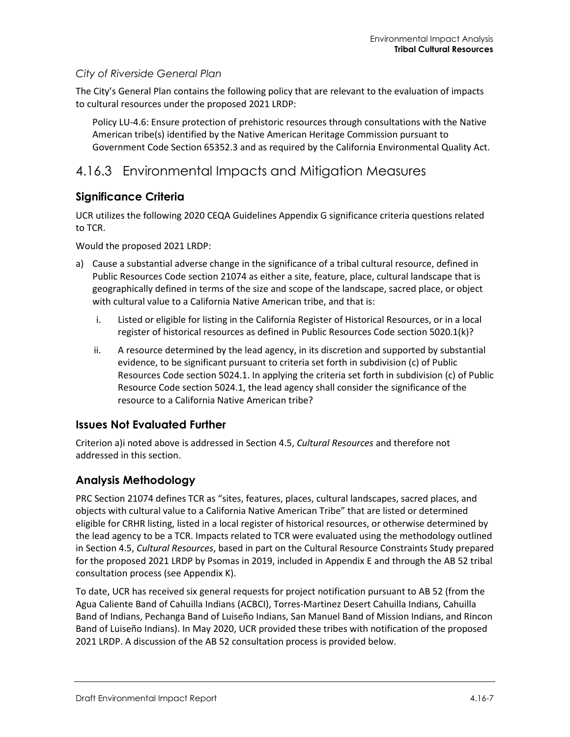### *City of Riverside General Plan*

The City's General Plan contains the following policy that are relevant to the evaluation of impacts to cultural resources under the proposed 2021 LRDP:

> Policy LU-4.6: Ensure protection of prehistoric resources through consultations with the Native American tribe(s) identified by the Native American Heritage Commission pursuant to Government Code Section 65352.3 and as required by the California Environmental Quality Act.

## 4.16.3 Environmental Impacts and Mitigation Measures

### Significance Criteria

UCR utilizes the following 2020 CEQA Guidelines Appendix G significance criteria questions related to TCR.

Would the proposed 2021 LRDP:

a) Cause a substantial adverse change in the significance of a tribal cultural resource, defined in Public Resources Code section 21074 as either a site, feature, place, cultural landscape that is geographically defined in terms of the size and scope of the landscape, sacred place, or object with cultural value to a California Native American tribe, and that is:

   i. Listed or eligible for listing in the California Register of Historical Resources, or in a local register of historical resources as defined in Public Resources Code section 5020.1(k)?

   ii. A resource determined by the lead agency, in its discretion and supported by substantial evidence, to be significant pursuant to criteria set forth in subdivision (c) of Public Resources Code section 5024.1. In applying the criteria set forth in subdivision (c) of Public Resource Code section 5024.1, the lead agency shall consider the significance of the resource to a California Native American tribe?

### Issues Not Evaluated Further

Criterion a)i noted above is addressed in Section 4.5, *Cultural Resources* and therefore not addressed in this section.

### Analysis Methodology

PRC Section 21074 defines TCR as "sites, features, places, cultural landscapes, sacred places, and objects with cultural value to a California Native American Tribe" that are listed or determined eligible for CRHR listing, listed in a local register of historical resources, or otherwise determined by the lead agency to be a TCR. Impacts related to TCR were evaluated using the methodology outlined in Section 4.5, *Cultural Resources*, based in part on the Cultural Resource Constraints Study prepared for the proposed 2021 LRDP by Psomas in 2019, included in Appendix E and through the AB 52 tribal consultation process (see Appendix K).

To date, UCR has received six general requests for project notification pursuant to AB 52 (from the Agua Caliente Band of Cahuilla Indians (ACBCI), Torres-Martinez Desert Cahuilla Indians, Cahuilla Band of Indians, Pechanga Band of Luiseño Indians, San Manuel Band of Mission Indians, and Rincon Band of Luiseño Indians). In May 2020, UCR provided these tribes with notification of the proposed 2021 LRDP. A discussion of the AB 52 consultation process is provided below.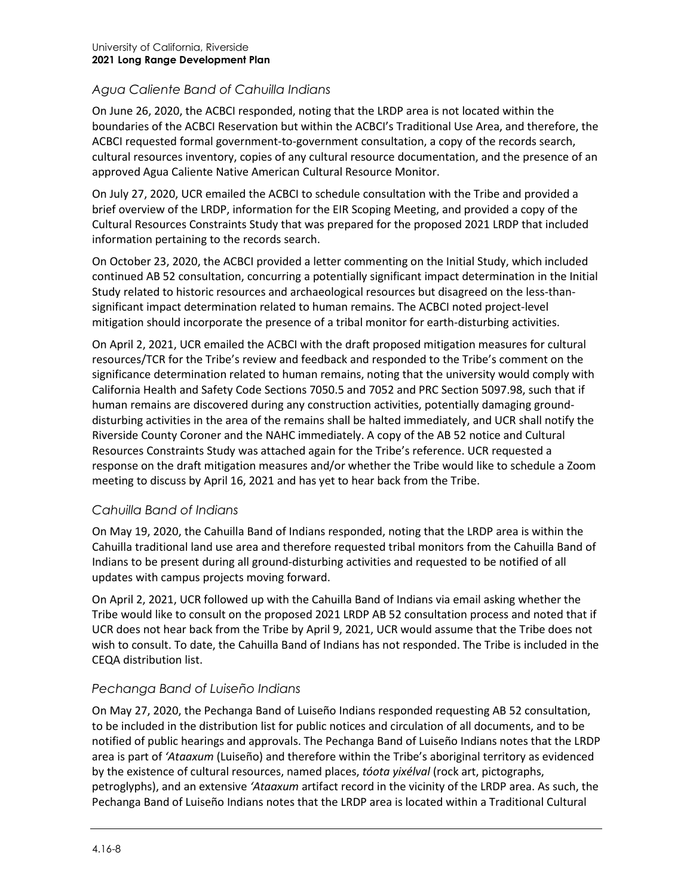### *Agua Caliente Band of Cahuilla Indians*

On June 26, 2020, the ACBCI responded, noting that the LRDP area is not located within the boundaries of the ACBCI Reservation but within the ACBCI's Traditional Use Area, and therefore, the ACBCI requested formal government-to-government consultation, a copy of the records search, cultural resources inventory, copies of any cultural resource documentation, and the presence of an approved Agua Caliente Native American Cultural Resource Monitor.

On July 27, 2020, UCR emailed the ACBCI to schedule consultation with the Tribe and provided a brief overview of the LRDP, information for the EIR Scoping Meeting, and provided a copy of the Cultural Resources Constraints Study that was prepared for the proposed 2021 LRDP that included information pertaining to the records search.

On October 23, 2020, the ACBCI provided a letter commenting on the Initial Study, which included continued AB 52 consultation, concurring a potentially significant impact determination in the Initial Study related to historic resources and archaeological resources but disagreed on the less-than-significant impact determination related to human remains. The ACBCI noted project-level mitigation should incorporate the presence of a tribal monitor for earth-disturbing activities.

On April 2, 2021, UCR emailed the ACBCI with the draft proposed mitigation measures for cultural resources/TCR for the Tribe's review and feedback and responded to the Tribe's comment on the significance determination related to human remains, noting that the university would comply with California Health and Safety Code Sections 7050.5 and 7052 and PRC Section 5097.98, such that if human remains are discovered during any construction activities, potentially damaging ground-disturbing activities in the area of the remains shall be halted immediately, and UCR shall notify the Riverside County Coroner and the NAHC immediately. A copy of the AB 52 notice and Cultural Resources Constraints Study was attached again for the Tribe's reference. UCR requested a response on the draft mitigation measures and/or whether the Tribe would like to schedule a Zoom meeting to discuss by April 16, 2021 and has yet to hear back from the Tribe.

### *Cahuilla Band of Indians*

On May 19, 2020, the Cahuilla Band of Indians responded, noting that the LRDP area is within the Cahuilla traditional land use area and therefore requested tribal monitors from the Cahuilla Band of Indians to be present during all ground-disturbing activities and requested to be notified of all updates with campus projects moving forward.

On April 2, 2021, UCR followed up with the Cahuilla Band of Indians via email asking whether the Tribe would like to consult on the proposed 2021 LRDP AB 52 consultation process and noted that if UCR does not hear back from the Tribe by April 9, 2021, UCR would assume that the Tribe does not wish to consult. To date, the Cahuilla Band of Indians has not responded. The Tribe is included in the CEQA distribution list.

### *Pechanga Band of Luiseño Indians*

On May 27, 2020, the Pechanga Band of Luiseño Indians responded requesting AB 52 consultation, to be included in the distribution list for public notices and circulation of all documents, and to be notified of public hearings and approvals. The Pechanga Band of Luiseño Indians notes that the LRDP area is part of *'Ataaxum* (Luiseño) and therefore within the Tribe's aboriginal territory as evidenced by the existence of cultural resources, named places, *tóota yixélval* (rock art, pictographs, petroglyphs), and an extensive *'Ataaxum* artifact record in the vicinity of the LRDP area. As such, the Pechanga Band of Luiseño Indians notes that the LRDP area is located within a Traditional Cultural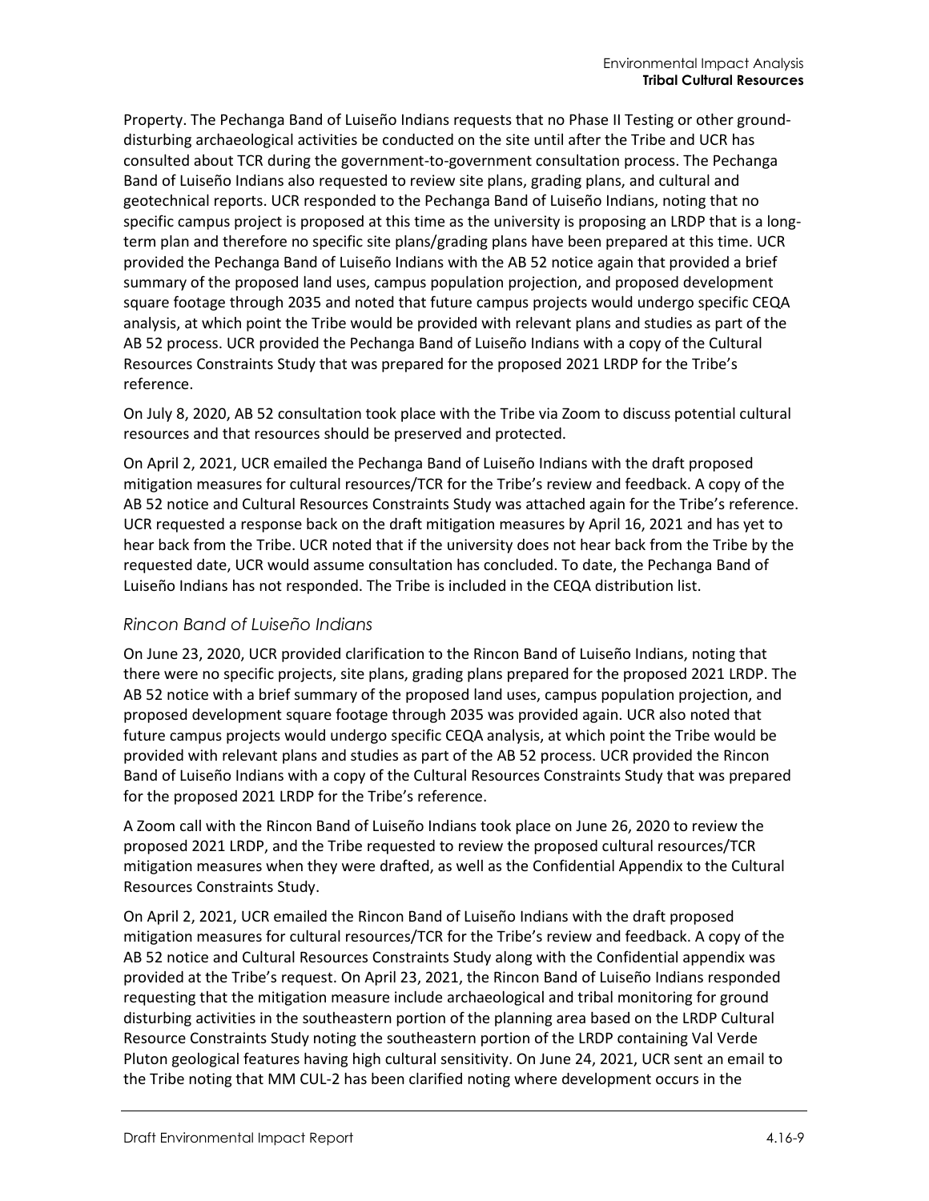Property. The Pechanga Band of Luiseño Indians requests that no Phase II Testing or other ground-disturbing archaeological activities be conducted on the site until after the Tribe and UCR has consulted about TCR during the government-to-government consultation process. The Pechanga Band of Luiseño Indians also requested to review site plans, grading plans, and cultural and geotechnical reports. UCR responded to the Pechanga Band of Luiseño Indians, noting that no specific campus project is proposed at this time as the university is proposing an LRDP that is a long-term plan and therefore no specific site plans/grading plans have been prepared at this time. UCR provided the Pechanga Band of Luiseño Indians with the AB 52 notice again that provided a brief summary of the proposed land uses, campus population projection, and proposed development square footage through 2035 and noted that future campus projects would undergo specific CEQA analysis, at which point the Tribe would be provided with relevant plans and studies as part of the AB 52 process. UCR provided the Pechanga Band of Luiseño Indians with a copy of the Cultural Resources Constraints Study that was prepared for the proposed 2021 LRDP for the Tribe's reference.

On July 8, 2020, AB 52 consultation took place with the Tribe via Zoom to discuss potential cultural resources and that resources should be preserved and protected.

On April 2, 2021, UCR emailed the Pechanga Band of Luiseño Indians with the draft proposed mitigation measures for cultural resources/TCR for the Tribe's review and feedback. A copy of the AB 52 notice and Cultural Resources Constraints Study was attached again for the Tribe's reference. UCR requested a response back on the draft mitigation measures by April 16, 2021 and has yet to hear back from the Tribe. UCR noted that if the university does not hear back from the Tribe by the requested date, UCR would assume consultation has concluded. To date, the Pechanga Band of Luiseño Indians has not responded. The Tribe is included in the CEQA distribution list.

### *Rincon Band of Luiseño Indians*

On June 23, 2020, UCR provided clarification to the Rincon Band of Luiseño Indians, noting that there were no specific projects, site plans, grading plans prepared for the proposed 2021 LRDP. The AB 52 notice with a brief summary of the proposed land uses, campus population projection, and proposed development square footage through 2035 was provided again. UCR also noted that future campus projects would undergo specific CEQA analysis, at which point the Tribe would be provided with relevant plans and studies as part of the AB 52 process. UCR provided the Rincon Band of Luiseño Indians with a copy of the Cultural Resources Constraints Study that was prepared for the proposed 2021 LRDP for the Tribe's reference.

A Zoom call with the Rincon Band of Luiseño Indians took place on June 26, 2020 to review the proposed 2021 LRDP, and the Tribe requested to review the proposed cultural resources/TCR mitigation measures when they were drafted, as well as the Confidential Appendix to the Cultural Resources Constraints Study.

On April 2, 2021, UCR emailed the Rincon Band of Luiseño Indians with the draft proposed mitigation measures for cultural resources/TCR for the Tribe's review and feedback. A copy of the AB 52 notice and Cultural Resources Constraints Study along with the Confidential appendix was provided at the Tribe's request. On April 23, 2021, the Rincon Band of Luiseño Indians responded requesting that the mitigation measure include archaeological and tribal monitoring for ground disturbing activities in the southeastern portion of the planning area based on the LRDP Cultural Resource Constraints Study noting the southeastern portion of the LRDP containing Val Verde Pluton geological features having high cultural sensitivity. On June 24, 2021, UCR sent an email to the Tribe noting that MM CUL-2 has been clarified noting where development occurs in the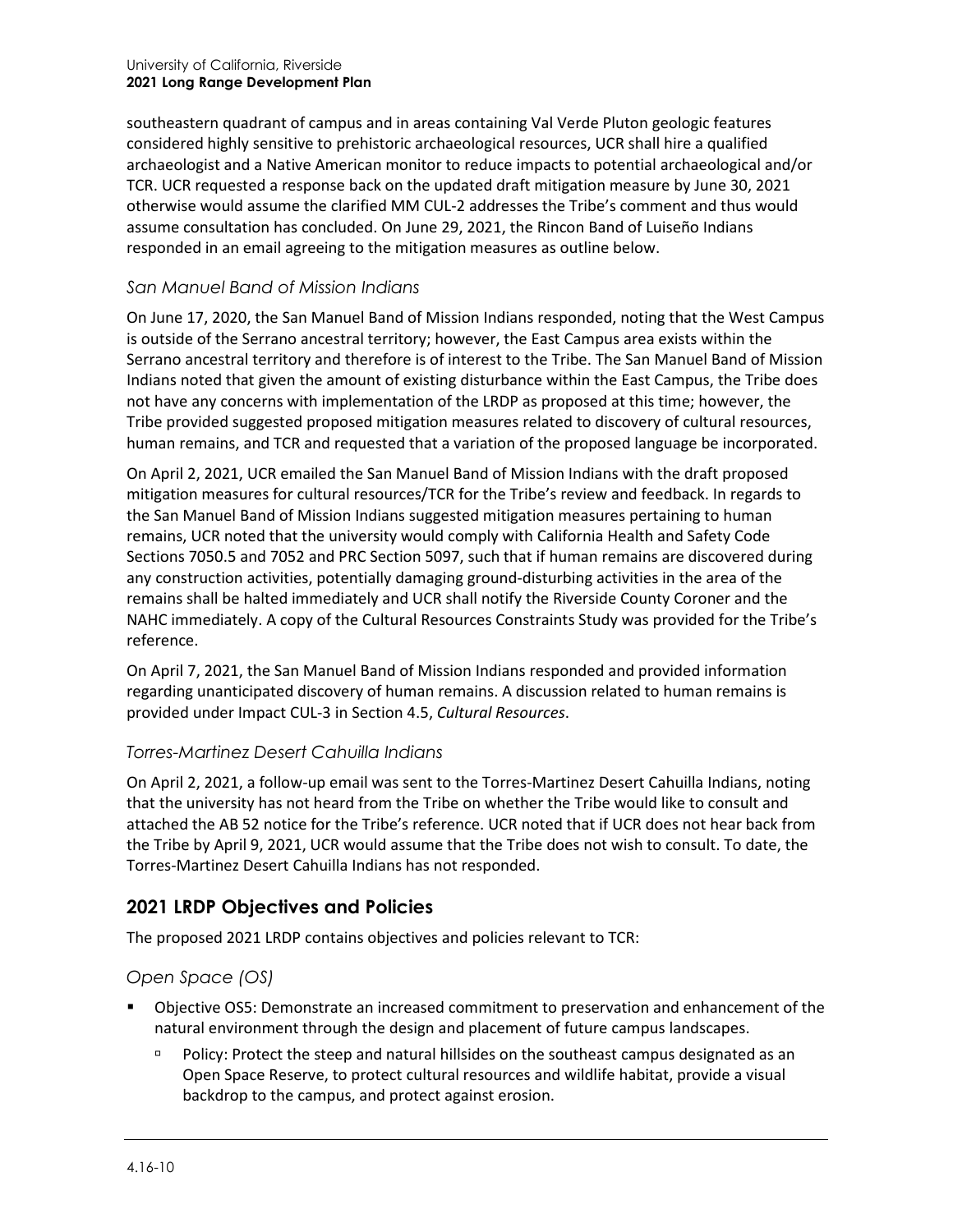southeastern quadrant of campus and in areas containing Val Verde Pluton geologic features considered highly sensitive to prehistoric archaeological resources, UCR shall hire a qualified archaeologist and a Native American monitor to reduce impacts to potential archaeological and/or TCR. UCR requested a response back on the updated draft mitigation measure by June 30, 2021 otherwise would assume the clarified MM CUL-2 addresses the Tribe's comment and thus would assume consultation has concluded. On June 29, 2021, the Rincon Band of Luiseño Indians responded in an email agreeing to the mitigation measures as outline below.

### *San Manuel Band of Mission Indians*

On June 17, 2020, the San Manuel Band of Mission Indians responded, noting that the West Campus is outside of the Serrano ancestral territory; however, the East Campus area exists within the Serrano ancestral territory and therefore is of interest to the Tribe. The San Manuel Band of Mission Indians noted that given the amount of existing disturbance within the East Campus, the Tribe does not have any concerns with implementation of the LRDP as proposed at this time; however, the Tribe provided suggested proposed mitigation measures related to discovery of cultural resources, human remains, and TCR and requested that a variation of the proposed language be incorporated.

On April 2, 2021, UCR emailed the San Manuel Band of Mission Indians with the draft proposed mitigation measures for cultural resources/TCR for the Tribe's review and feedback. In regards to the San Manuel Band of Mission Indians suggested mitigation measures pertaining to human remains, UCR noted that the university would comply with California Health and Safety Code Sections 7050.5 and 7052 and PRC Section 5097, such that if human remains are discovered during any construction activities, potentially damaging ground-disturbing activities in the area of the remains shall be halted immediately and UCR shall notify the Riverside County Coroner and the NAHC immediately. A copy of the Cultural Resources Constraints Study was provided for the Tribe's reference.

On April 7, 2021, the San Manuel Band of Mission Indians responded and provided information regarding unanticipated discovery of human remains. A discussion related to human remains is provided under Impact CUL-3 in Section 4.5, *Cultural Resources*.

### *Torres-Martinez Desert Cahuilla Indians*

On April 2, 2021, a follow-up email was sent to the Torres-Martinez Desert Cahuilla Indians, noting that the university has not heard from the Tribe on whether the Tribe would like to consult and attached the AB 52 notice for the Tribe's reference. UCR noted that if UCR does not hear back from the Tribe by April 9, 2021, UCR would assume that the Tribe does not wish to consult. To date, the Torres-Martinez Desert Cahuilla Indians has not responded.

## 2021 LRDP Objectives and Policies

The proposed 2021 LRDP contains objectives and policies relevant to TCR:

### *Open Space (OS)*

- Objective OS5: Demonstrate an increased commitment to preservation and enhancement of the natural environment through the design and placement of future campus landscapes.
  - Policy: Protect the steep and natural hillsides on the southeast campus designated as an Open Space Reserve, to protect cultural resources and wildlife habitat, provide a visual backdrop to the campus, and protect against erosion.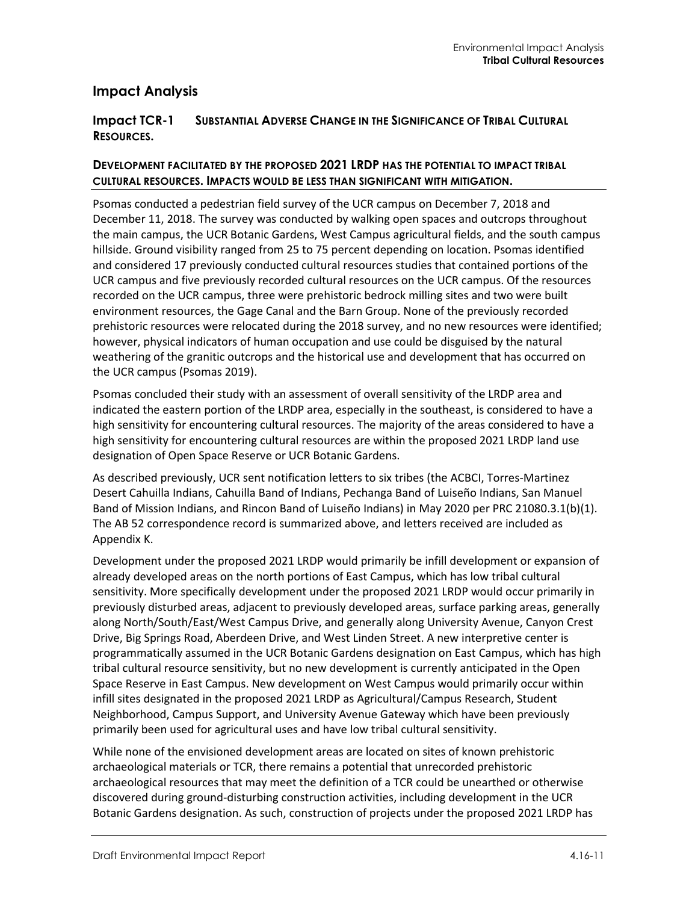## Impact Analysis

### Impact TCR-1 SUBSTANTIAL ADVERSE CHANGE IN THE SIGNIFICANCE OF TRIBAL CULTURAL RESOURCES.

**DEVELOPMENT FACILITATED BY THE PROPOSED 2021 LRDP HAS THE POTENTIAL TO IMPACT TRIBAL CULTURAL RESOURCES. IMPACTS WOULD BE LESS THAN SIGNIFICANT WITH MITIGATION.**

Psomas conducted a pedestrian field survey of the UCR campus on December 7, 2018 and December 11, 2018. The survey was conducted by walking open spaces and outcrops throughout the main campus, the UCR Botanic Gardens, West Campus agricultural fields, and the south campus hillside. Ground visibility ranged from 25 to 75 percent depending on location. Psomas identified and considered 17 previously conducted cultural resources studies that contained portions of the UCR campus and five previously recorded cultural resources on the UCR campus. Of the resources recorded on the UCR campus, three were prehistoric bedrock milling sites and two were built environment resources, the Gage Canal and the Barn Group. None of the previously recorded prehistoric resources were relocated during the 2018 survey, and no new resources were identified; however, physical indicators of human occupation and use could be disguised by the natural weathering of the granitic outcrops and the historical use and development that has occurred on the UCR campus (Psomas 2019).

Psomas concluded their study with an assessment of overall sensitivity of the LRDP area and indicated the eastern portion of the LRDP area, especially in the southeast, is considered to have a high sensitivity for encountering cultural resources. The majority of the areas considered to have a high sensitivity for encountering cultural resources are within the proposed 2021 LRDP land use designation of Open Space Reserve or UCR Botanic Gardens.

As described previously, UCR sent notification letters to six tribes (the ACBCI, Torres-Martinez Desert Cahuilla Indians, Cahuilla Band of Indians, Pechanga Band of Luiseño Indians, San Manuel Band of Mission Indians, and Rincon Band of Luiseño Indians) in May 2020 per PRC 21080.3.1(b)(1). The AB 52 correspondence record is summarized above, and letters received are included as Appendix K.

Development under the proposed 2021 LRDP would primarily be infill development or expansion of already developed areas on the north portions of East Campus, which has low tribal cultural sensitivity. More specifically development under the proposed 2021 LRDP would occur primarily in previously disturbed areas, adjacent to previously developed areas, surface parking areas, generally along North/South/East/West Campus Drive, and generally along University Avenue, Canyon Crest Drive, Big Springs Road, Aberdeen Drive, and West Linden Street. A new interpretive center is programmatically assumed in the UCR Botanic Gardens designation on East Campus, which has high tribal cultural resource sensitivity, but no new development is currently anticipated in the Open Space Reserve in East Campus. New development on West Campus would primarily occur within infill sites designated in the proposed 2021 LRDP as Agricultural/Campus Research, Student Neighborhood, Campus Support, and University Avenue Gateway which have been previously primarily been used for agricultural uses and have low tribal cultural sensitivity.

While none of the envisioned development areas are located on sites of known prehistoric archaeological materials or TCR, there remains a potential that unrecorded prehistoric archaeological resources that may meet the definition of a TCR could be unearthed or otherwise discovered during ground-disturbing construction activities, including development in the UCR Botanic Gardens designation. As such, construction of projects under the proposed 2021 LRDP has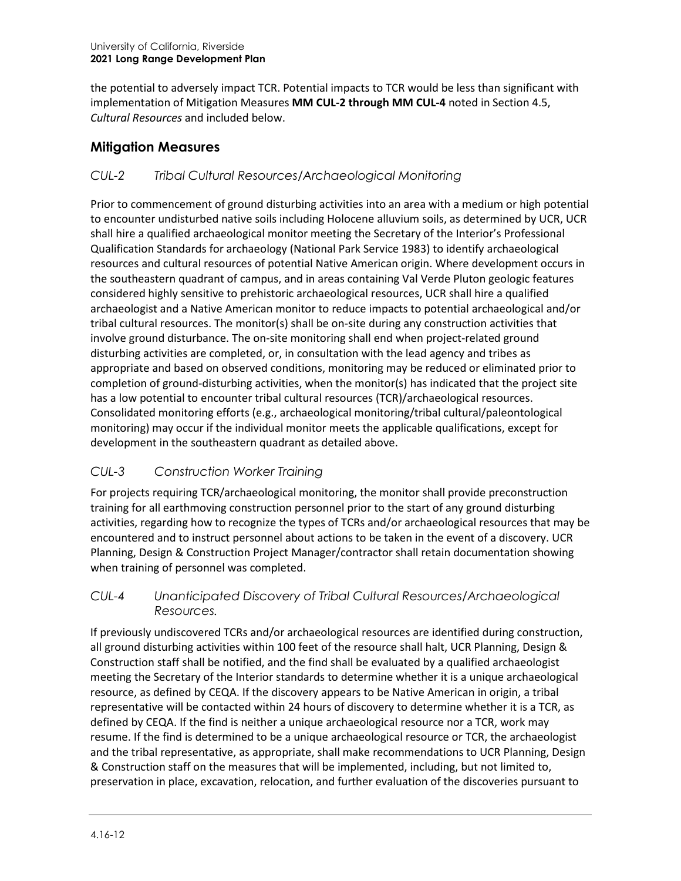the potential to adversely impact TCR. Potential impacts to TCR would be less than significant with implementation of Mitigation Measures **MM CUL-2 through MM CUL-4** noted in Section 4.5, *Cultural Resources* and included below.

## Mitigation Measures

### *CUL-2 Tribal Cultural Resources/Archaeological Monitoring*

Prior to commencement of ground disturbing activities into an area with a medium or high potential to encounter undisturbed native soils including Holocene alluvium soils, as determined by UCR, UCR shall hire a qualified archaeological monitor meeting the Secretary of the Interior's Professional Qualification Standards for archaeology (National Park Service 1983) to identify archaeological resources and cultural resources of potential Native American origin. Where development occurs in the southeastern quadrant of campus, and in areas containing Val Verde Pluton geologic features considered highly sensitive to prehistoric archaeological resources, UCR shall hire a qualified archaeologist and a Native American monitor to reduce impacts to potential archaeological and/or tribal cultural resources. The monitor(s) shall be on-site during any construction activities that involve ground disturbance. The on-site monitoring shall end when project-related ground disturbing activities are completed, or, in consultation with the lead agency and tribes as appropriate and based on observed conditions, monitoring may be reduced or eliminated prior to completion of ground-disturbing activities, when the monitor(s) has indicated that the project site has a low potential to encounter tribal cultural resources (TCR)/archaeological resources. Consolidated monitoring efforts (e.g., archaeological monitoring/tribal cultural/paleontological monitoring) may occur if the individual monitor meets the applicable qualifications, except for development in the southeastern quadrant as detailed above.

### *CUL-3 Construction Worker Training*

For projects requiring TCR/archaeological monitoring, the monitor shall provide preconstruction training for all earthmoving construction personnel prior to the start of any ground disturbing activities, regarding how to recognize the types of TCRs and/or archaeological resources that may be encountered and to instruct personnel about actions to be taken in the event of a discovery. UCR Planning, Design & Construction Project Manager/contractor shall retain documentation showing when training of personnel was completed.

### *CUL-4 Unanticipated Discovery of Tribal Cultural Resources/Archaeological Resources.*

If previously undiscovered TCRs and/or archaeological resources are identified during construction, all ground disturbing activities within 100 feet of the resource shall halt, UCR Planning, Design & Construction staff shall be notified, and the find shall be evaluated by a qualified archaeologist meeting the Secretary of the Interior standards to determine whether it is a unique archaeological resource, as defined by CEQA. If the discovery appears to be Native American in origin, a tribal representative will be contacted within 24 hours of discovery to determine whether it is a TCR, as defined by CEQA. If the find is neither a unique archaeological resource nor a TCR, work may resume. If the find is determined to be a unique archaeological resource or TCR, the archaeologist and the tribal representative, as appropriate, shall make recommendations to UCR Planning, Design & Construction staff on the measures that will be implemented, including, but not limited to, preservation in place, excavation, relocation, and further evaluation of the discoveries pursuant to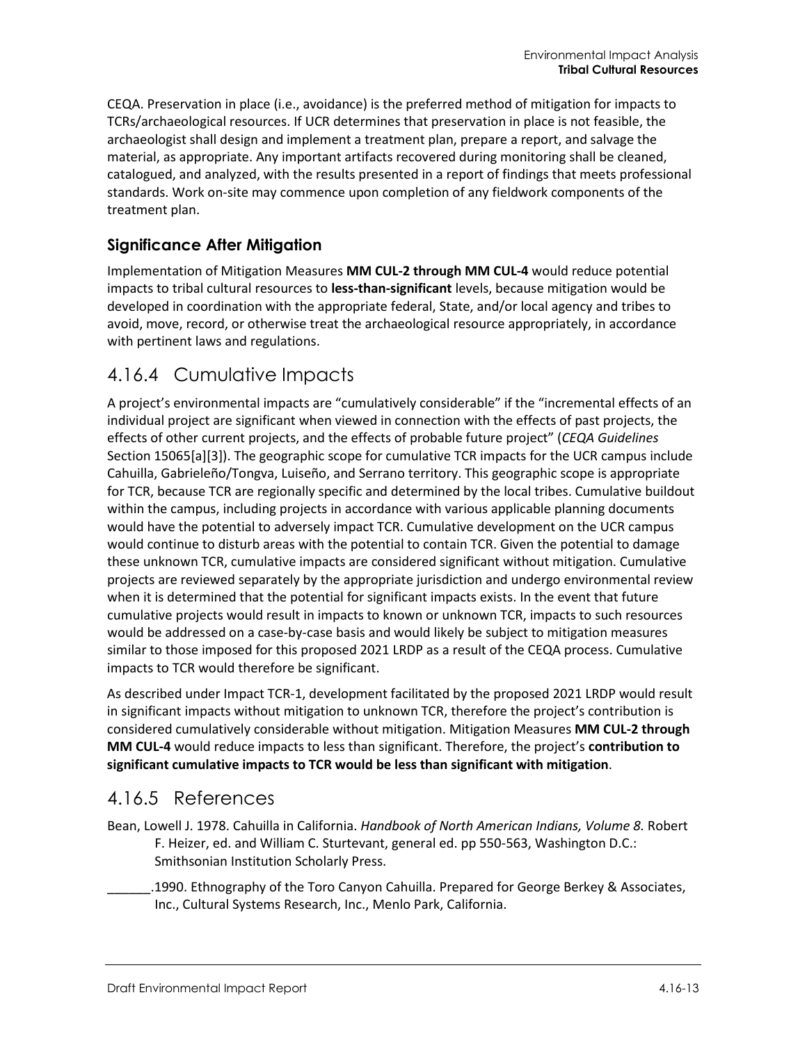CEQA. Preservation in place (i.e., avoidance) is the preferred method of mitigation for impacts to TCRs/archaeological resources. If UCR determines that preservation in place is not feasible, the archaeologist shall design and implement a treatment plan, prepare a report, and salvage the material, as appropriate. Any important artifacts recovered during monitoring shall be cleaned, catalogued, and analyzed, with the results presented in a report of findings that meets professional standards. Work on-site may commence upon completion of any fieldwork components of the treatment plan.

### Significance After Mitigation

Implementation of Mitigation Measures **MM CUL-2 through MM CUL-4** would reduce potential impacts to tribal cultural resources to **less-than-significant** levels, because mitigation would be developed in coordination with the appropriate federal, State, and/or local agency and tribes to avoid, move, record, or otherwise treat the archaeological resource appropriately, in accordance with pertinent laws and regulations.

## 4.16.4 Cumulative Impacts

A project's environmental impacts are "cumulatively considerable" if the "incremental effects of an individual project are significant when viewed in connection with the effects of past projects, the effects of other current projects, and the effects of probable future project" (*CEQA Guidelines* Section 15065[a][3]). The geographic scope for cumulative TCR impacts for the UCR campus include Cahuilla, Gabrieleño/Tongva, Luiseño, and Serrano territory. This geographic scope is appropriate for TCR, because TCR are regionally specific and determined by the local tribes. Cumulative buildout within the campus, including projects in accordance with various applicable planning documents would have the potential to adversely impact TCR. Cumulative development on the UCR campus would continue to disturb areas with the potential to contain TCR. Given the potential to damage these unknown TCR, cumulative impacts are considered significant without mitigation. Cumulative projects are reviewed separately by the appropriate jurisdiction and undergo environmental review when it is determined that the potential for significant impacts exists. In the event that future cumulative projects would result in impacts to known or unknown TCR, impacts to such resources would be addressed on a case-by-case basis and would likely be subject to mitigation measures similar to those imposed for this proposed 2021 LRDP as a result of the CEQA process. Cumulative impacts to TCR would therefore be significant.

As described under Impact TCR-1, development facilitated by the proposed 2021 LRDP would result in significant impacts without mitigation to unknown TCR, therefore the project's contribution is considered cumulatively considerable without mitigation. Mitigation Measures **MM CUL-2 through MM CUL-4** would reduce impacts to less than significant. Therefore, the project's **contribution to significant cumulative impacts to TCR would be less than significant with mitigation**.

## 4.16.5 References

Bean, Lowell J. 1978. Cahuilla in California. *Handbook of North American Indians, Volume 8.* Robert F. Heizer, ed. and William C. Sturtevant, general ed. pp 550-563, Washington D.C.: Smithsonian Institution Scholarly Press.

______.1990. Ethnography of the Toro Canyon Cahuilla. Prepared for George Berkey & Associates, Inc., Cultural Systems Research, Inc., Menlo Park, California.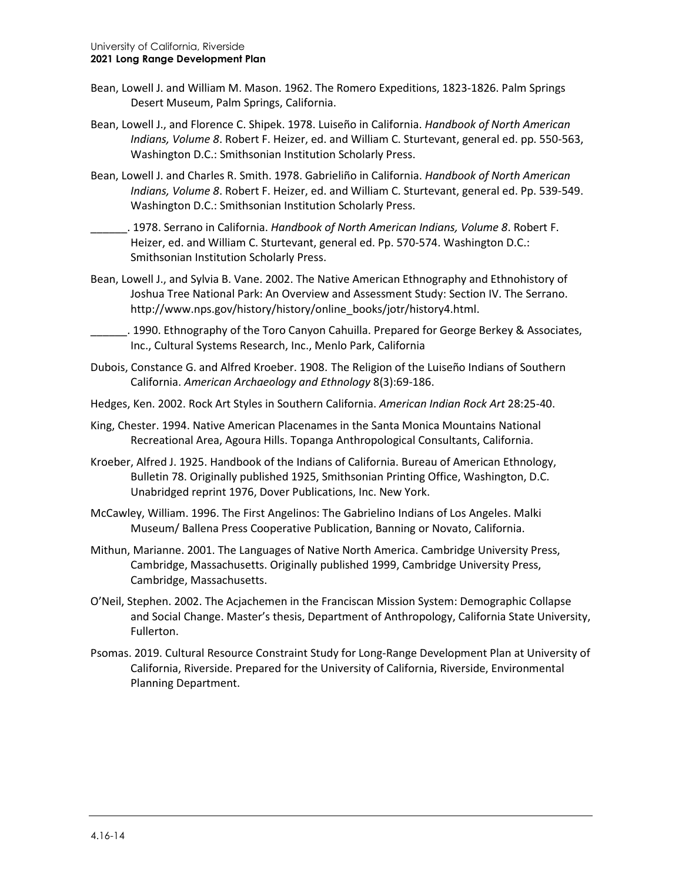Bean, Lowell J. and William M. Mason. 1962. The Romero Expeditions, 1823-1826. Palm Springs Desert Museum, Palm Springs, California.

Bean, Lowell J., and Florence C. Shipek. 1978. Luiseño in California. *Handbook of North American Indians, Volume 8*. Robert F. Heizer, ed. and William C. Sturtevant, general ed. pp. 550-563, Washington D.C.: Smithsonian Institution Scholarly Press.

Bean, Lowell J. and Charles R. Smith. 1978. Gabrieliño in California. *Handbook of North American Indians, Volume 8*. Robert F. Heizer, ed. and William C. Sturtevant, general ed. Pp. 539-549. Washington D.C.: Smithsonian Institution Scholarly Press.

______. 1978. Serrano in California. *Handbook of North American Indians, Volume 8*. Robert F. Heizer, ed. and William C. Sturtevant, general ed. Pp. 570-574. Washington D.C.: Smithsonian Institution Scholarly Press.

Bean, Lowell J., and Sylvia B. Vane. 2002. The Native American Ethnography and Ethnohistory of Joshua Tree National Park: An Overview and Assessment Study: Section IV. The Serrano. http://www.nps.gov/history/history/online_books/jotr/history4.html.

______. 1990. Ethnography of the Toro Canyon Cahuilla. Prepared for George Berkey & Associates, Inc., Cultural Systems Research, Inc., Menlo Park, California

Dubois, Constance G. and Alfred Kroeber. 1908. The Religion of the Luiseño Indians of Southern California. *American Archaeology and Ethnology* 8(3):69-186.

Hedges, Ken. 2002. Rock Art Styles in Southern California. *American Indian Rock Art* 28:25-40.

King, Chester. 1994. Native American Placenames in the Santa Monica Mountains National Recreational Area, Agoura Hills. Topanga Anthropological Consultants, California.

Kroeber, Alfred J. 1925. Handbook of the Indians of California. Bureau of American Ethnology, Bulletin 78. Originally published 1925, Smithsonian Printing Office, Washington, D.C. Unabridged reprint 1976, Dover Publications, Inc. New York.

McCawley, William. 1996. The First Angelinos: The Gabrielino Indians of Los Angeles. Malki Museum/ Ballena Press Cooperative Publication, Banning or Novato, California.

Mithun, Marianne. 2001. The Languages of Native North America. Cambridge University Press, Cambridge, Massachusetts. Originally published 1999, Cambridge University Press, Cambridge, Massachusetts.

O'Neil, Stephen. 2002. The Acjachemen in the Franciscan Mission System: Demographic Collapse and Social Change. Master's thesis, Department of Anthropology, California State University, Fullerton.

Psomas. 2019. Cultural Resource Constraint Study for Long-Range Development Plan at University of California, Riverside. Prepared for the University of California, Riverside, Environmental Planning Department.